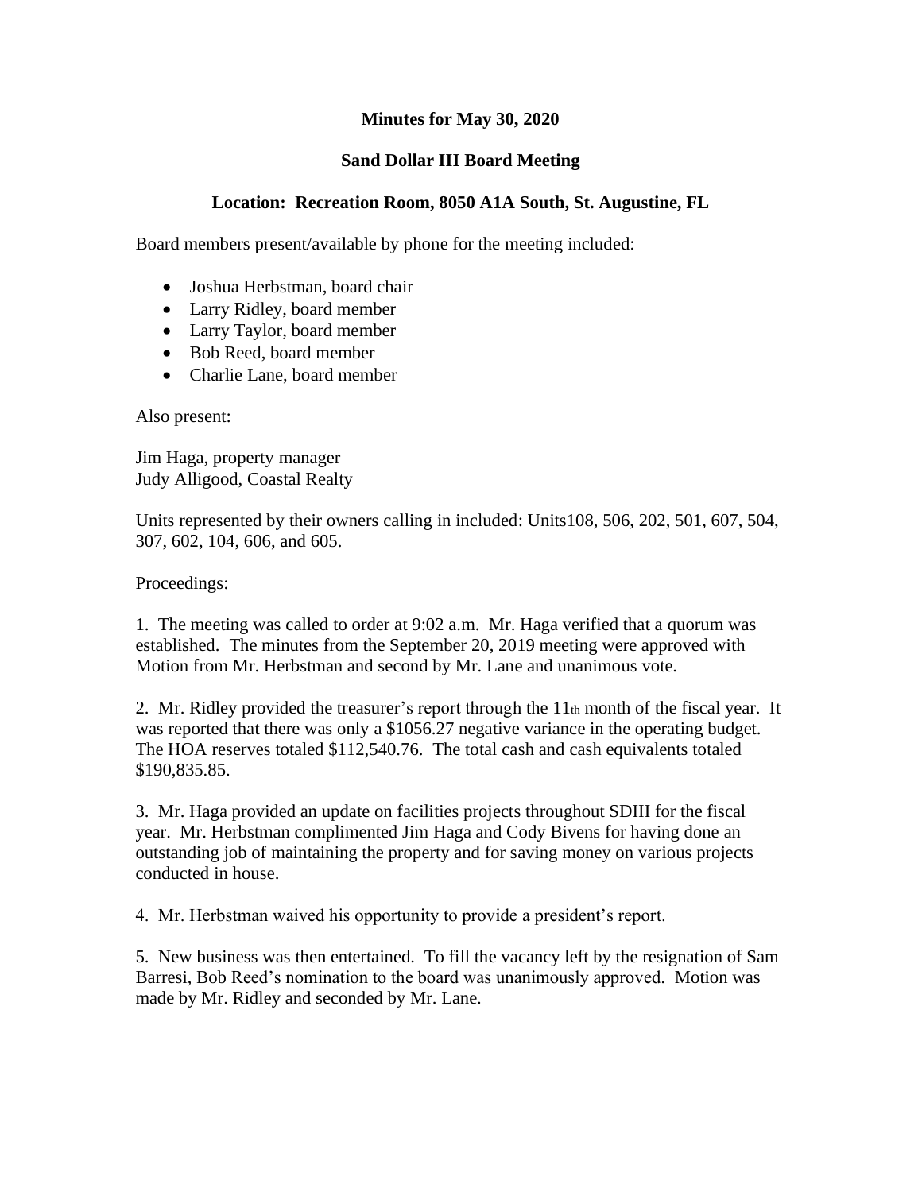**Minutes for May 30, 2020**

**Sand Dollar III Board Meeting**

**Location: Recreation Room, 8050 A1A South, St. Augustine, FL**

Board members present/available by phone for the meeting included:

- Joshua Herbstman, board chair
- Larry Ridley, board member
- Larry Taylor, board member
- Bob Reed, board member
- Charlie Lane, board member

Also present:

Jim Haga, property manager
Judy Alligood, Coastal Realty

Units represented by their owners calling in included: Units108, 506, 202, 501, 607, 504, 307, 602, 104, 606, and 605.

Proceedings:

1. The meeting was called to order at 9:02 a.m. Mr. Haga verified that a quorum was established. The minutes from the September 20, 2019 meeting were approved with Motion from Mr. Herbstman and second by Mr. Lane and unanimous vote.

2. Mr. Ridley provided the treasurer's report through the 11th month of the fiscal year. It was reported that there was only a $1056.27 negative variance in the operating budget. The HOA reserves totaled $112,540.76. The total cash and cash equivalents totaled $190,835.85.

3. Mr. Haga provided an update on facilities projects throughout SDIII for the fiscal year. Mr. Herbstman complimented Jim Haga and Cody Bivens for having done an outstanding job of maintaining the property and for saving money on various projects conducted in house.

4. Mr. Herbstman waived his opportunity to provide a president's report.

5. New business was then entertained. To fill the vacancy left by the resignation of Sam Barresi, Bob Reed's nomination to the board was unanimously approved. Motion was made by Mr. Ridley and seconded by Mr. Lane.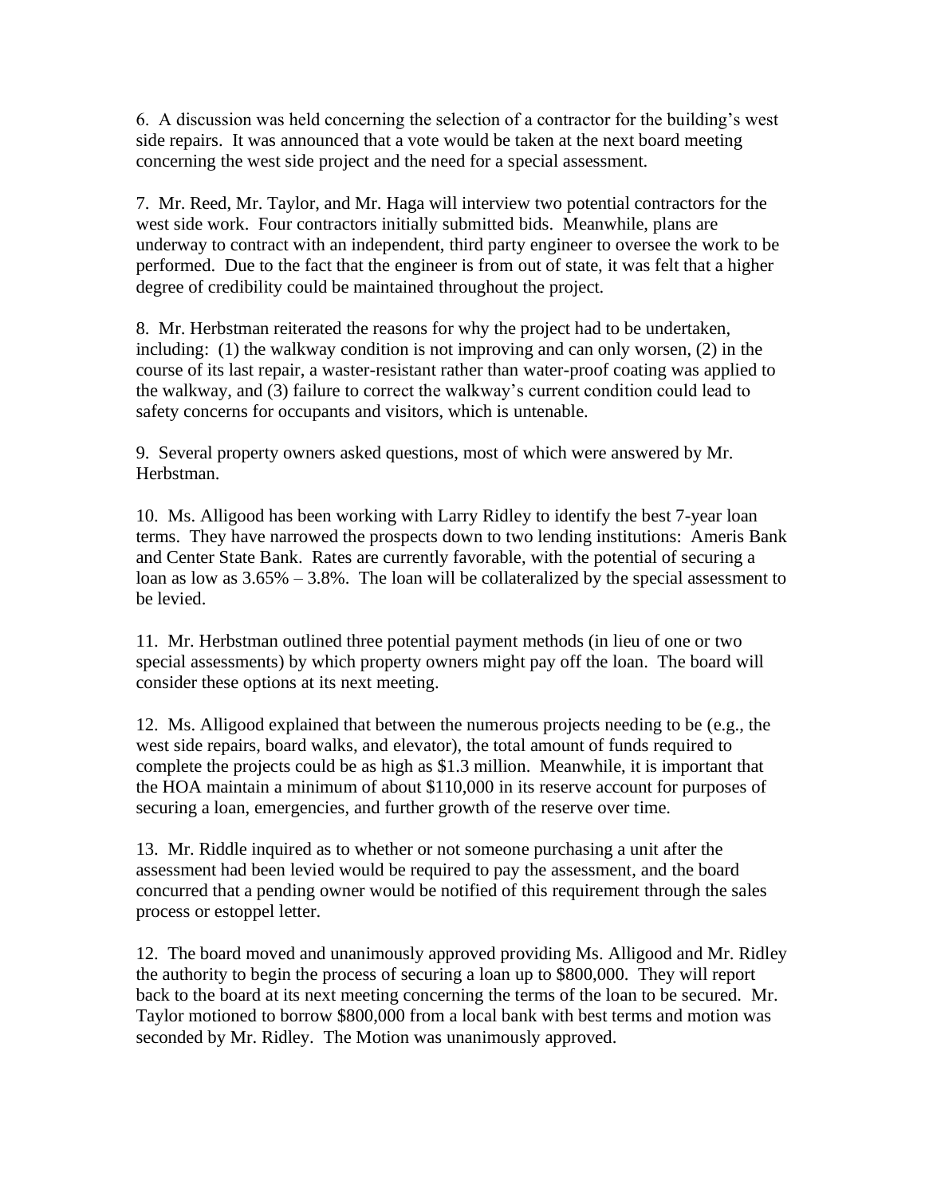6. A discussion was held concerning the selection of a contractor for the building's west side repairs. It was announced that a vote would be taken at the next board meeting concerning the west side project and the need for a special assessment.

7. Mr. Reed, Mr. Taylor, and Mr. Haga will interview two potential contractors for the west side work. Four contractors initially submitted bids. Meanwhile, plans are underway to contract with an independent, third party engineer to oversee the work to be performed. Due to the fact that the engineer is from out of state, it was felt that a higher degree of credibility could be maintained throughout the project.

8. Mr. Herbstman reiterated the reasons for why the project had to be undertaken, including: (1) the walkway condition is not improving and can only worsen, (2) in the course of its last repair, a waster-resistant rather than water-proof coating was applied to the walkway, and (3) failure to correct the walkway's current condition could lead to safety concerns for occupants and visitors, which is untenable.

9. Several property owners asked questions, most of which were answered by Mr. Herbstman.

10. Ms. Alligood has been working with Larry Ridley to identify the best 7-year loan terms. They have narrowed the prospects down to two lending institutions: Ameris Bank and Center State Bank. Rates are currently favorable, with the potential of securing a loan as low as 3.65% – 3.8%. The loan will be collateralized by the special assessment to be levied.

11. Mr. Herbstman outlined three potential payment methods (in lieu of one or two special assessments) by which property owners might pay off the loan. The board will consider these options at its next meeting.

12. Ms. Alligood explained that between the numerous projects needing to be (e.g., the west side repairs, board walks, and elevator), the total amount of funds required to complete the projects could be as high as $1.3 million. Meanwhile, it is important that the HOA maintain a minimum of about $110,000 in its reserve account for purposes of securing a loan, emergencies, and further growth of the reserve over time.

13. Mr. Riddle inquired as to whether or not someone purchasing a unit after the assessment had been levied would be required to pay the assessment, and the board concurred that a pending owner would be notified of this requirement through the sales process or estoppel letter.

12. The board moved and unanimously approved providing Ms. Alligood and Mr. Ridley the authority to begin the process of securing a loan up to $800,000. They will report back to the board at its next meeting concerning the terms of the loan to be secured. Mr. Taylor motioned to borrow $800,000 from a local bank with best terms and motion was seconded by Mr. Ridley. The Motion was unanimously approved.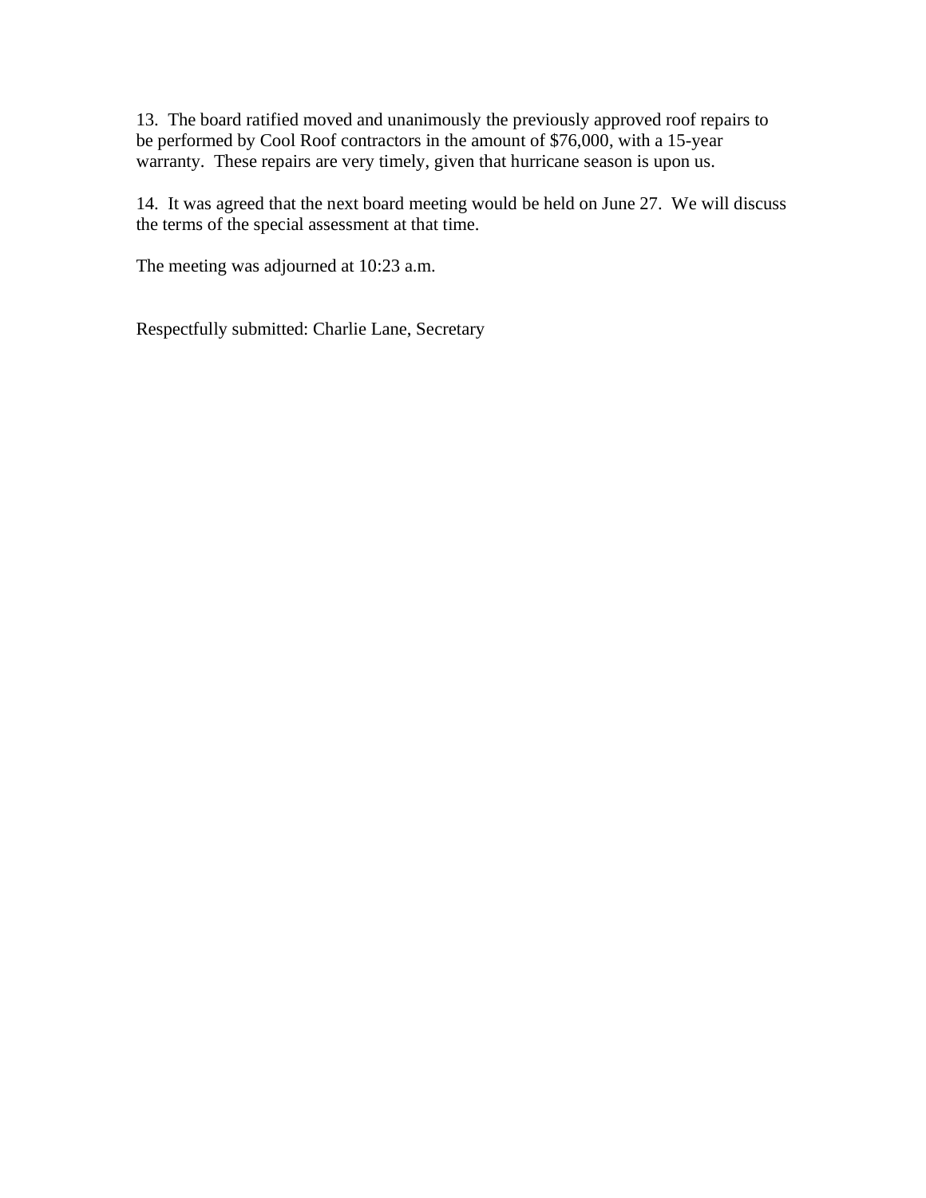13. The board ratified moved and unanimously the previously approved roof repairs to be performed by Cool Roof contractors in the amount of $76,000, with a 15-year warranty. These repairs are very timely, given that hurricane season is upon us.

14. It was agreed that the next board meeting would be held on June 27. We will discuss the terms of the special assessment at that time.

The meeting was adjourned at 10:23 a.m.

Respectfully submitted: Charlie Lane, Secretary